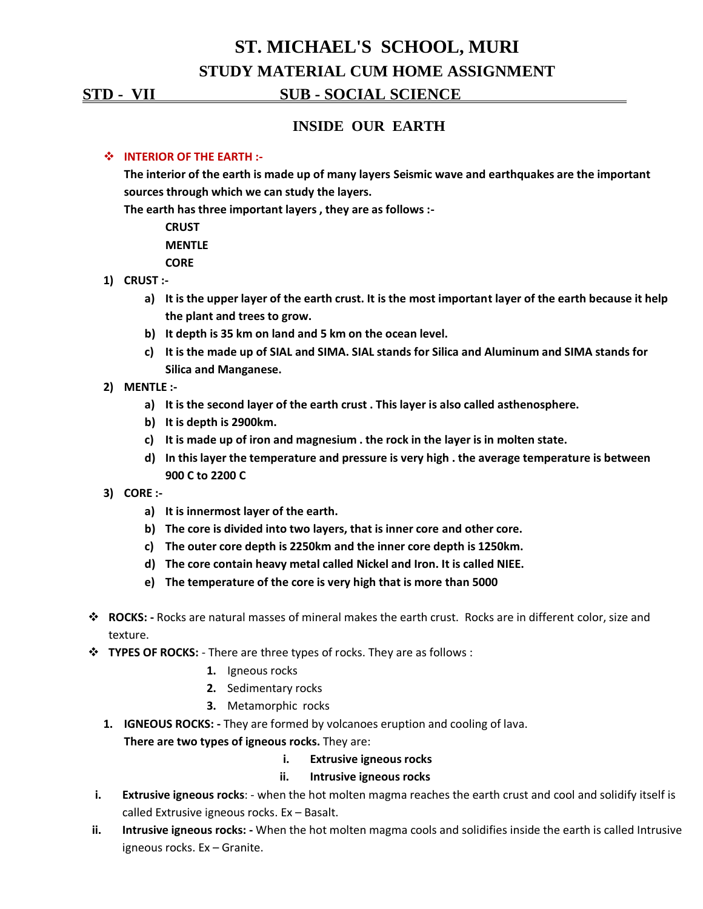# ST. MICHAEL'S SCHOOL, MURI

## STUDY MATERIAL CUM HOME ASSIGNMENT

**STD - VII** **SUB - SOCIAL SCIENCE**

## INSIDE OUR EARTH

- **INTERIOR OF THE EARTH :-**

  **The interior of the earth is made up of many layers Seismic wave and earthquakes are the important sources through which we can study the layers.**

  **The earth has three important layers , they are as follows :-**

  **CRUST**
  **MENTLE**
  **CORE**

1) **CRUST :-**
   a) **It is the upper layer of the earth crust. It is the most important layer of the earth because it help the plant and trees to grow.**
   b) **It depth is 35 km on land and 5 km on the ocean level.**
   c) **It is the made up of SIAL and SIMA. SIAL stands for Silica and Aluminum and SIMA stands for Silica and Manganese.**
2) **MENTLE :-**
   a) **It is the second layer of the earth crust . This layer is also called asthenosphere.**
   b) **It is depth is 2900km.**
   c) **It is made up of iron and magnesium . the rock in the layer is in molten state.**
   d) **In this layer the temperature and pressure is very high . the average temperature is between 900 C to 2200 C**
3) **CORE :-**
   a) **It is innermost layer of the earth.**
   b) **The core is divided into two layers, that is inner core and other core.**
   c) **The outer core depth is 2250km and the inner core depth is 1250km.**
   d) **The core contain heavy metal called Nickel and Iron. It is called NIEE.**
   e) **The temperature of the core is very high that is more than 5000**

- **ROCKS: -** Rocks are natural masses of mineral makes the earth crust. Rocks are in different color, size and texture.
- **TYPES OF ROCKS:** - There are three types of rocks. They are as follows :
  1. Igneous rocks
  2. Sedimentary rocks
  3. Metamorphic rocks

1. **IGNEOUS ROCKS: -** They are formed by volcanoes eruption and cooling of lava.
   **There are two types of igneous rocks.** They are:
   i. **Extrusive igneous rocks**
   ii. **Intrusive igneous rocks**

i. **Extrusive igneous rocks**: - when the hot molten magma reaches the earth crust and cool and solidify itself is called Extrusive igneous rocks. Ex – Basalt.

ii. **Intrusive igneous rocks: -** When the hot molten magma cools and solidifies inside the earth is called Intrusive igneous rocks. Ex – Granite.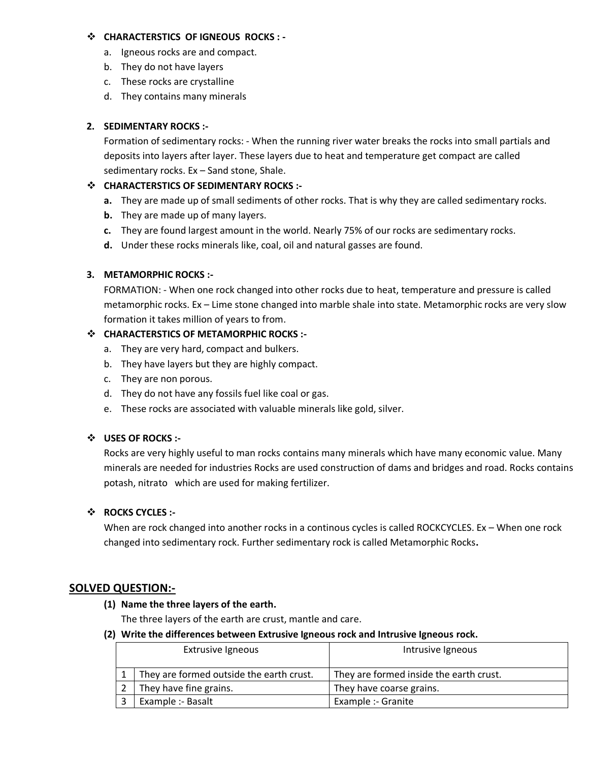- ❖ **CHARACTERSTICS OF IGNEOUS ROCKS : -**
  - a. Igneous rocks are and compact.
  - b. They do not have layers
  - c. These rocks are crystalline
  - d. They contains many minerals

**2. SEDIMENTARY ROCKS :-**

Formation of sedimentary rocks: - When the running river water breaks the rocks into small partials and deposits into layers after layer. These layers due to heat and temperature get compact are called sedimentary rocks. Ex – Sand stone, Shale.

- ❖ **CHARACTERSTICS OF SEDIMENTARY ROCKS :-**
  - **a.** They are made up of small sediments of other rocks. That is why they are called sedimentary rocks.
  - **b.** They are made up of many layers.
  - **c.** They are found largest amount in the world. Nearly 75% of our rocks are sedimentary rocks.
  - **d.** Under these rocks minerals like, coal, oil and natural gasses are found.

**3. METAMORPHIC ROCKS :-**

FORMATION: - When one rock changed into other rocks due to heat, temperature and pressure is called metamorphic rocks. Ex – Lime stone changed into marble shale into state. Metamorphic rocks are very slow formation it takes million of years to from.

- ❖ **CHARACTERSTICS OF METAMORPHIC ROCKS :-**
  - a. They are very hard, compact and bulkers.
  - b. They have layers but they are highly compact.
  - c. They are non porous.
  - d. They do not have any fossils fuel like coal or gas.
  - e. These rocks are associated with valuable minerals like gold, silver.

- ❖ **USES OF ROCKS :-**

Rocks are very highly useful to man rocks contains many minerals which have many economic value. Many minerals are needed for industries Rocks are used construction of dams and bridges and road. Rocks contains potash, nitrato which are used for making fertilizer.

- ❖ **ROCKS CYCLES :-**

When are rock changed into another rocks in a continous cycles is called ROCKCYCLES. Ex – When one rock changed into sedimentary rock. Further sedimentary rock is called Metamorphic Rocks**.**

## SOLVED QUESTION:-

**(1) Name the three layers of the earth.**

The three layers of the earth are crust, mantle and care.

**(2) Write the differences between Extrusive Igneous rock and Intrusive Igneous rock.**

| | Extrusive Igneous | Intrusive Igneous |
|---|---|---|
| 1 | They are formed outside the earth crust. | They are formed inside the earth crust. |
| 2 | They have fine grains. | They have coarse grains. |
| 3 | Example :- Basalt | Example :- Granite |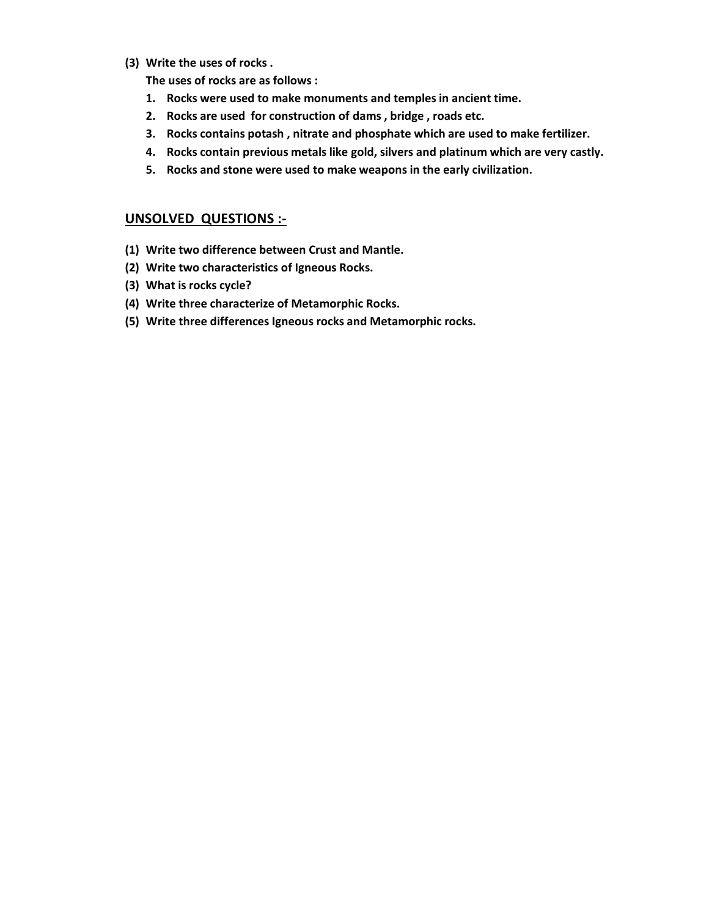**(3) Write the uses of rocks .**

**The uses of rocks are as follows :**

1. **Rocks were used to make monuments and temples in ancient time.**
2. **Rocks are used for construction of dams , bridge , roads etc.**
3. **Rocks contains potash , nitrate and phosphate which are used to make fertilizer.**
4. **Rocks contain previous metals like gold, silvers and platinum which are very castly.**
5. **Rocks and stone were used to make weapons in the early civilization.**

## UNSOLVED QUESTIONS :-

**(1) Write two difference between Crust and Mantle.**

**(2) Write two characteristics of Igneous Rocks.**

**(3) What is rocks cycle?**

**(4) Write three characterize of Metamorphic Rocks.**

**(5) Write three differences Igneous rocks and Metamorphic rocks.**